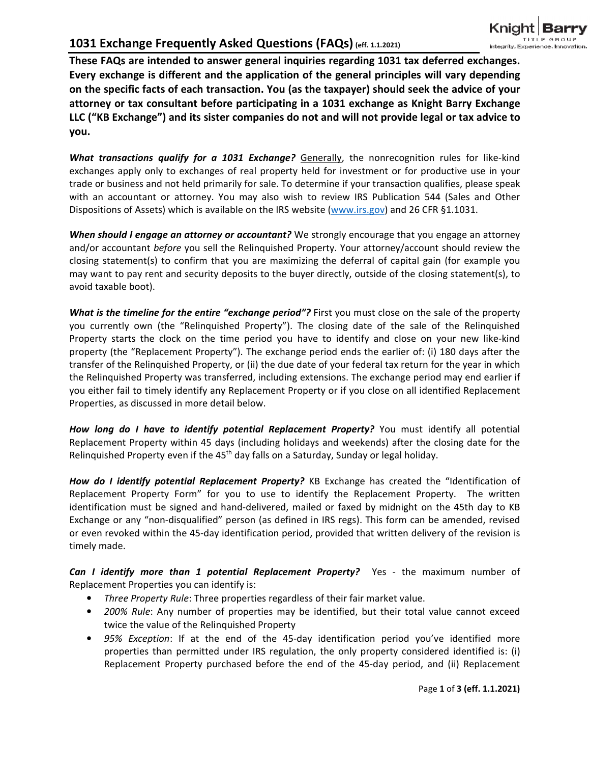# 1031 Exchange Frequently Asked Questions (FAQs) (eff. 1.1.2021)

**These FAQs are intended to answer general inquiries regarding 1031 tax deferred exchanges. Every exchange is different and the application of the general principles will vary depending on the specific facts of each transaction. You (as the taxpayer) should seek the advice of your attorney or tax consultant before participating in a 1031 exchange as Knight Barry Exchange LLC ("KB Exchange") and its sister companies do not and will not provide legal or tax advice to you.**

***What transactions qualify for a 1031 Exchange?*** Generally, the nonrecognition rules for like-kind exchanges apply only to exchanges of real property held for investment or for productive use in your trade or business and not held primarily for sale. To determine if your transaction qualifies, please speak with an accountant or attorney. You may also wish to review IRS Publication 544 (Sales and Other Dispositions of Assets) which is available on the IRS website (www.irs.gov) and 26 CFR §1.1031.

***When should I engage an attorney or accountant?*** We strongly encourage that you engage an attorney and/or accountant *before* you sell the Relinquished Property. Your attorney/account should review the closing statement(s) to confirm that you are maximizing the deferral of capital gain (for example you may want to pay rent and security deposits to the buyer directly, outside of the closing statement(s), to avoid taxable boot).

***What is the timeline for the entire "exchange period"?*** First you must close on the sale of the property you currently own (the "Relinquished Property"). The closing date of the sale of the Relinquished Property starts the clock on the time period you have to identify and close on your new like-kind property (the "Replacement Property"). The exchange period ends the earlier of: (i) 180 days after the transfer of the Relinquished Property, or (ii) the due date of your federal tax return for the year in which the Relinquished Property was transferred, including extensions. The exchange period may end earlier if you either fail to timely identify any Replacement Property or if you close on all identified Replacement Properties, as discussed in more detail below.

***How long do I have to identify potential Replacement Property?*** You must identify all potential Replacement Property within 45 days (including holidays and weekends) after the closing date for the Relinquished Property even if the 45th day falls on a Saturday, Sunday or legal holiday.

***How do I identify potential Replacement Property?*** KB Exchange has created the "Identification of Replacement Property Form" for you to use to identify the Replacement Property. The written identification must be signed and hand-delivered, mailed or faxed by midnight on the 45th day to KB Exchange or any "non-disqualified" person (as defined in IRS regs). This form can be amended, revised or even revoked within the 45-day identification period, provided that written delivery of the revision is timely made.

***Can I identify more than 1 potential Replacement Property?*** Yes - the maximum number of Replacement Properties you can identify is:

- *Three Property Rule*: Three properties regardless of their fair market value.
- *200% Rule*: Any number of properties may be identified, but their total value cannot exceed twice the value of the Relinquished Property
- *95% Exception*: If at the end of the 45-day identification period you've identified more properties than permitted under IRS regulation, the only property considered identified is: (i) Replacement Property purchased before the end of the 45-day period, and (ii) Replacement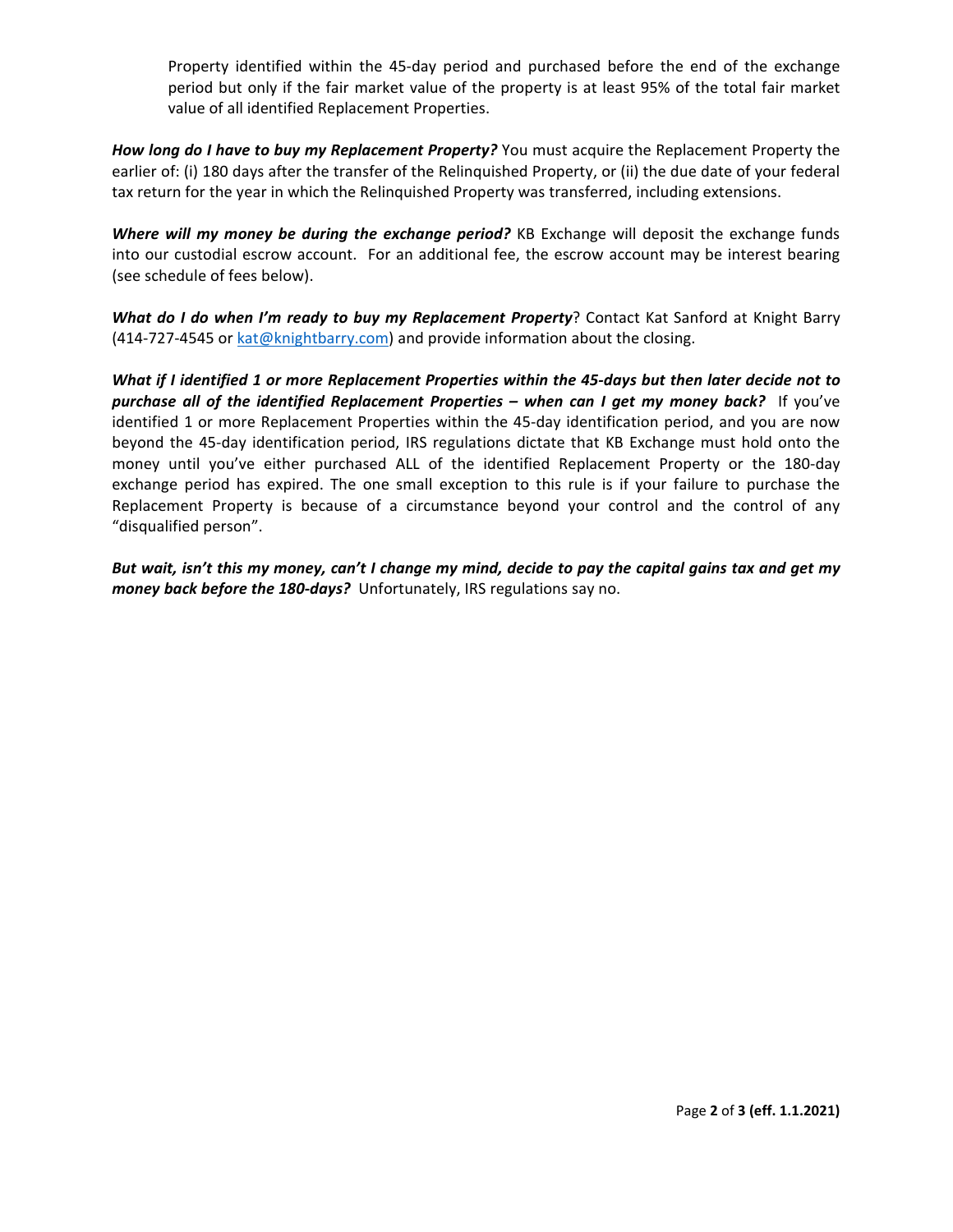Property identified within the 45-day period and purchased before the end of the exchange period but only if the fair market value of the property is at least 95% of the total fair market value of all identified Replacement Properties.

***How long do I have to buy my Replacement Property?*** You must acquire the Replacement Property the earlier of: (i) 180 days after the transfer of the Relinquished Property, or (ii) the due date of your federal tax return for the year in which the Relinquished Property was transferred, including extensions.

***Where will my money be during the exchange period?*** KB Exchange will deposit the exchange funds into our custodial escrow account. For an additional fee, the escrow account may be interest bearing (see schedule of fees below).

***What do I do when I'm ready to buy my Replacement Property***? Contact Kat Sanford at Knight Barry (414-727-4545 or kat@knightbarry.com) and provide information about the closing.

***What if I identified 1 or more Replacement Properties within the 45-days but then later decide not to purchase all of the identified Replacement Properties – when can I get my money back?*** If you've identified 1 or more Replacement Properties within the 45-day identification period, and you are now beyond the 45-day identification period, IRS regulations dictate that KB Exchange must hold onto the money until you've either purchased ALL of the identified Replacement Property or the 180-day exchange period has expired. The one small exception to this rule is if your failure to purchase the Replacement Property is because of a circumstance beyond your control and the control of any "disqualified person".

***But wait, isn't this my money, can't I change my mind, decide to pay the capital gains tax and get my money back before the 180-days?*** Unfortunately, IRS regulations say no.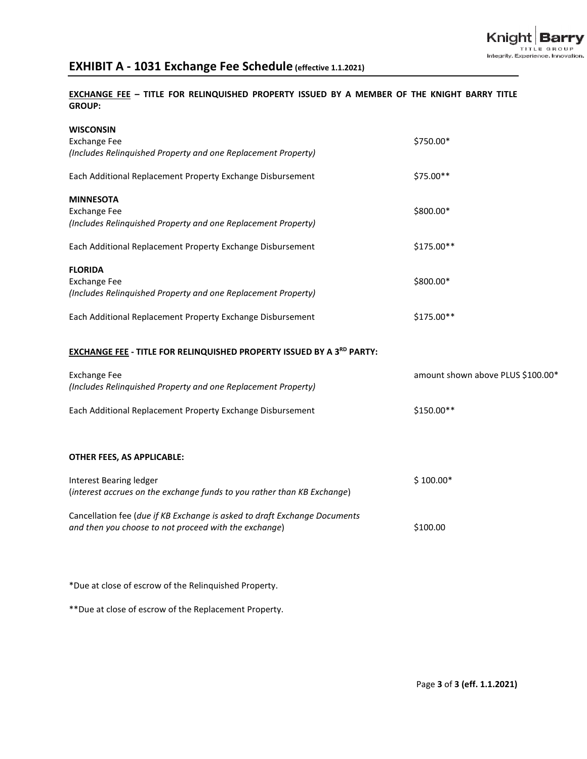# EXHIBIT A - 1031 Exchange Fee Schedule (effective 1.1.2021)

**EXCHANGE FEE – TITLE FOR RELINQUISHED PROPERTY ISSUED BY A MEMBER OF THE KNIGHT BARRY TITLE GROUP:**

**WISCONSIN**

| | |
|---|---|
| Exchange Fee<br>*(Includes Relinquished Property and one Replacement Property)* | $750.00* |
| Each Additional Replacement Property Exchange Disbursement | $75.00** |

**MINNESOTA**

| | |
|---|---|
| Exchange Fee<br>*(Includes Relinquished Property and one Replacement Property)* | $800.00* |
| Each Additional Replacement Property Exchange Disbursement | $175.00** |

**FLORIDA**

| | |
|---|---|
| Exchange Fee<br>*(Includes Relinquished Property and one Replacement Property)* | $800.00* |
| Each Additional Replacement Property Exchange Disbursement | $175.00** |

**EXCHANGE FEE - TITLE FOR RELINQUISHED PROPERTY ISSUED BY A 3RD PARTY:**

| | |
|---|---|
| Exchange Fee<br>*(Includes Relinquished Property and one Replacement Property)* | amount shown above PLUS $100.00* |
| Each Additional Replacement Property Exchange Disbursement | $150.00** |

**OTHER FEES, AS APPLICABLE:**

| | |
|---|---|
| Interest Bearing ledger<br>(*interest accrues on the exchange funds to you rather than KB Exchange*) | $ 100.00* |
| Cancellation fee (*due if KB Exchange is asked to draft Exchange Documents and then you choose to not proceed with the exchange*) | $100.00 |

*Due at close of escrow of the Relinquished Property.

**Due at close of escrow of the Replacement Property.